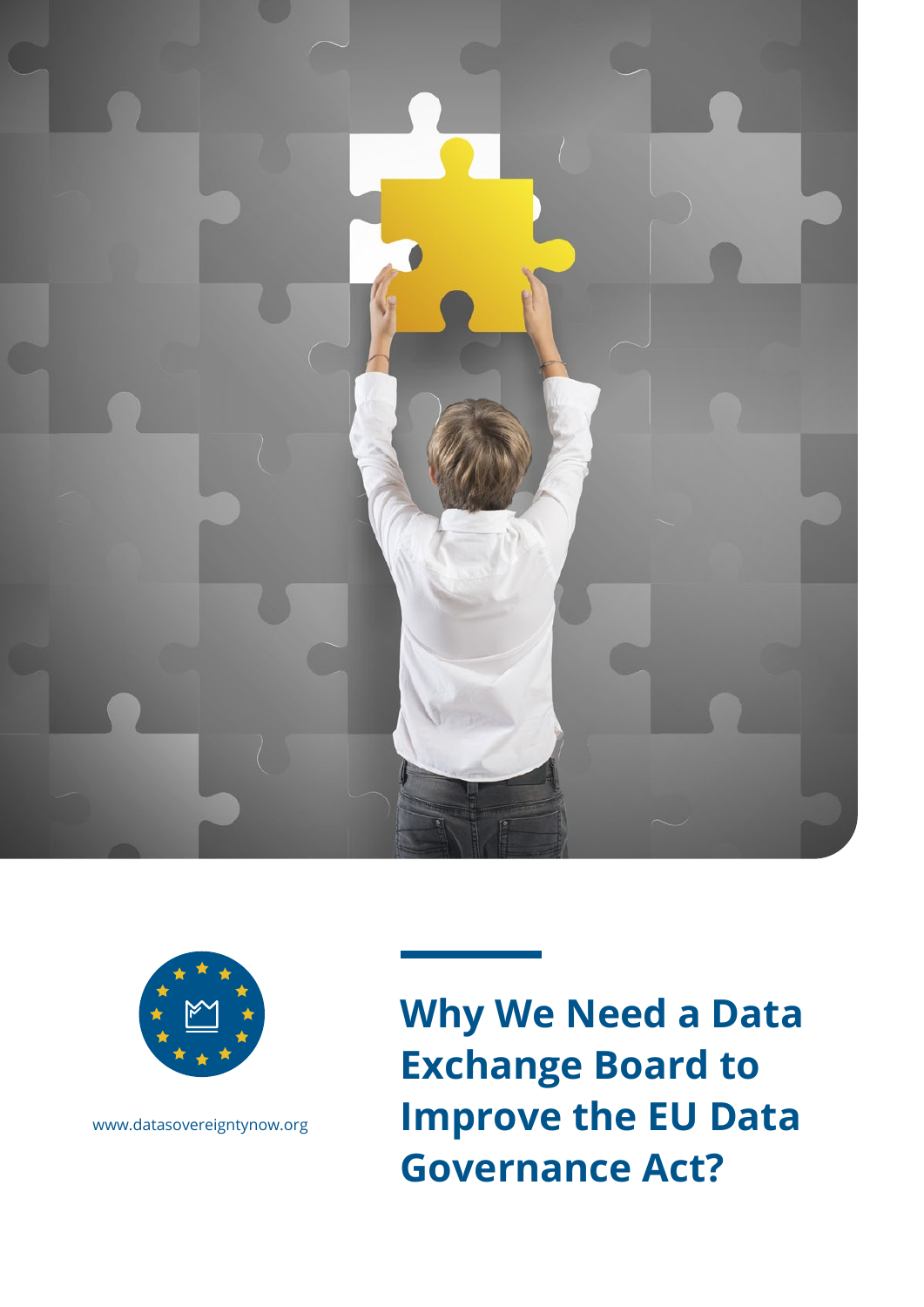www.datasovereigntynow.org

# Why We Need a Data Exchange Board to Improve the EU Data Governance Act?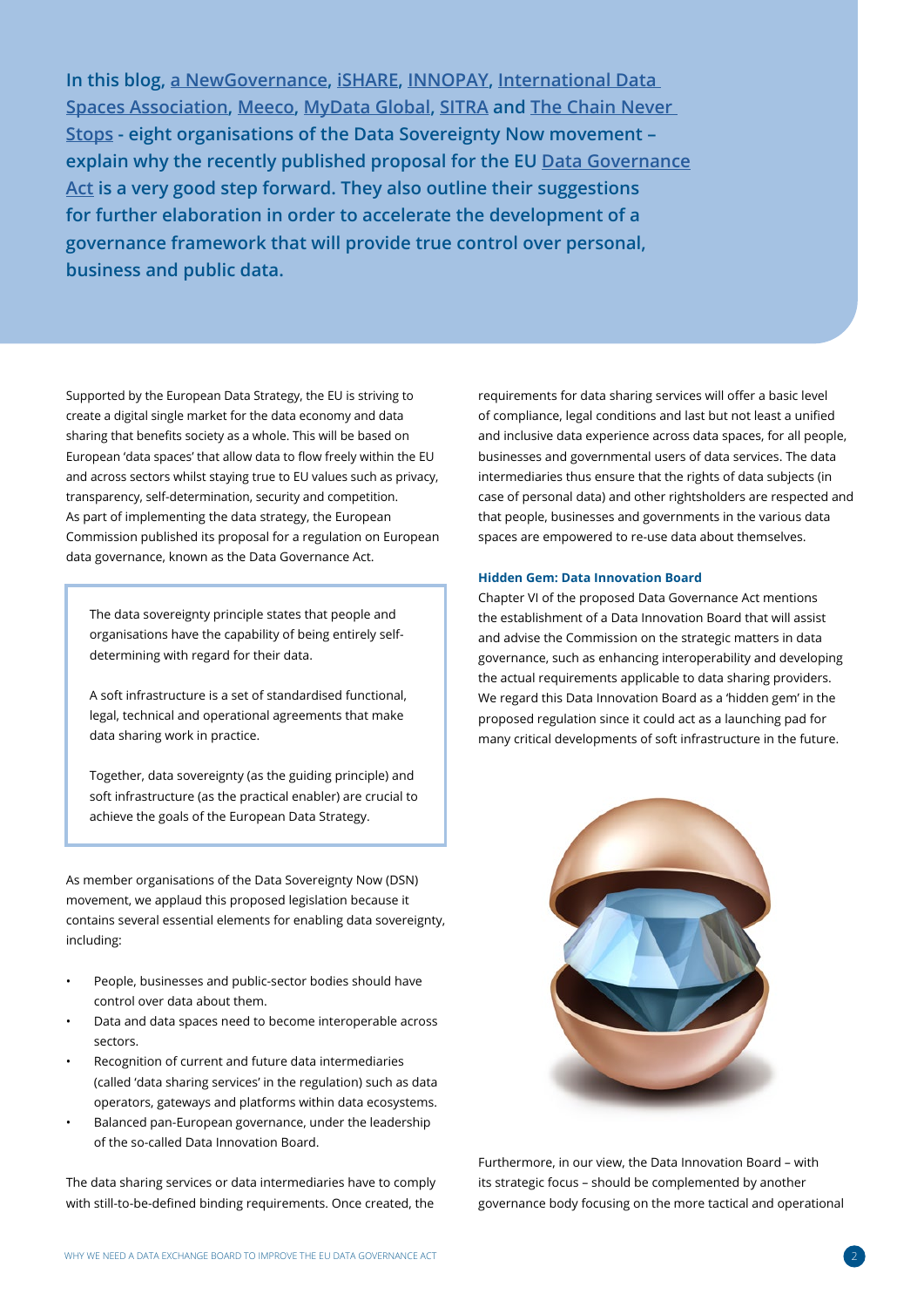**In this blog, a NewGovernance, iSHARE, INNOPAY, International Data Spaces Association, Meeco, MyData Global, SITRA and The Chain Never Stops - eight organisations of the Data Sovereignty Now movement – explain why the recently published proposal for the EU Data Governance Act is a very good step forward. They also outline their suggestions for further elaboration in order to accelerate the development of a governance framework that will provide true control over personal, business and public data.**

Supported by the European Data Strategy, the EU is striving to create a digital single market for the data economy and data sharing that benefits society as a whole. This will be based on European 'data spaces' that allow data to flow freely within the EU and across sectors whilst staying true to EU values such as privacy, transparency, self-determination, security and competition. As part of implementing the data strategy, the European Commission published its proposal for a regulation on European data governance, known as the Data Governance Act.

> The data sovereignty principle states that people and organisations have the capability of being entirely self-determining with regard for their data.
>
> A soft infrastructure is a set of standardised functional, legal, technical and operational agreements that make data sharing work in practice.
>
> Together, data sovereignty (as the guiding principle) and soft infrastructure (as the practical enabler) are crucial to achieve the goals of the European Data Strategy.

As member organisations of the Data Sovereignty Now (DSN) movement, we applaud this proposed legislation because it contains several essential elements for enabling data sovereignty, including:

- People, businesses and public-sector bodies should have control over data about them.
- Data and data spaces need to become interoperable across sectors.
- Recognition of current and future data intermediaries (called 'data sharing services' in the regulation) such as data operators, gateways and platforms within data ecosystems.
- Balanced pan-European governance, under the leadership of the so-called Data Innovation Board.

The data sharing services or data intermediaries have to comply with still-to-be-defined binding requirements. Once created, the requirements for data sharing services will offer a basic level of compliance, legal conditions and last but not least a unified and inclusive data experience across data spaces, for all people, businesses and governmental users of data services. The data intermediaries thus ensure that the rights of data subjects (in case of personal data) and other rightsholders are respected and that people, businesses and governments in the various data spaces are empowered to re-use data about themselves.

### Hidden Gem: Data Innovation Board

Chapter VI of the proposed Data Governance Act mentions the establishment of a Data Innovation Board that will assist and advise the Commission on the strategic matters in data governance, such as enhancing interoperability and developing the actual requirements applicable to data sharing providers. We regard this Data Innovation Board as a 'hidden gem' in the proposed regulation since it could act as a launching pad for many critical developments of soft infrastructure in the future.

Furthermore, in our view, the Data Innovation Board – with its strategic focus – should be complemented by another governance body focusing on the more tactical and operational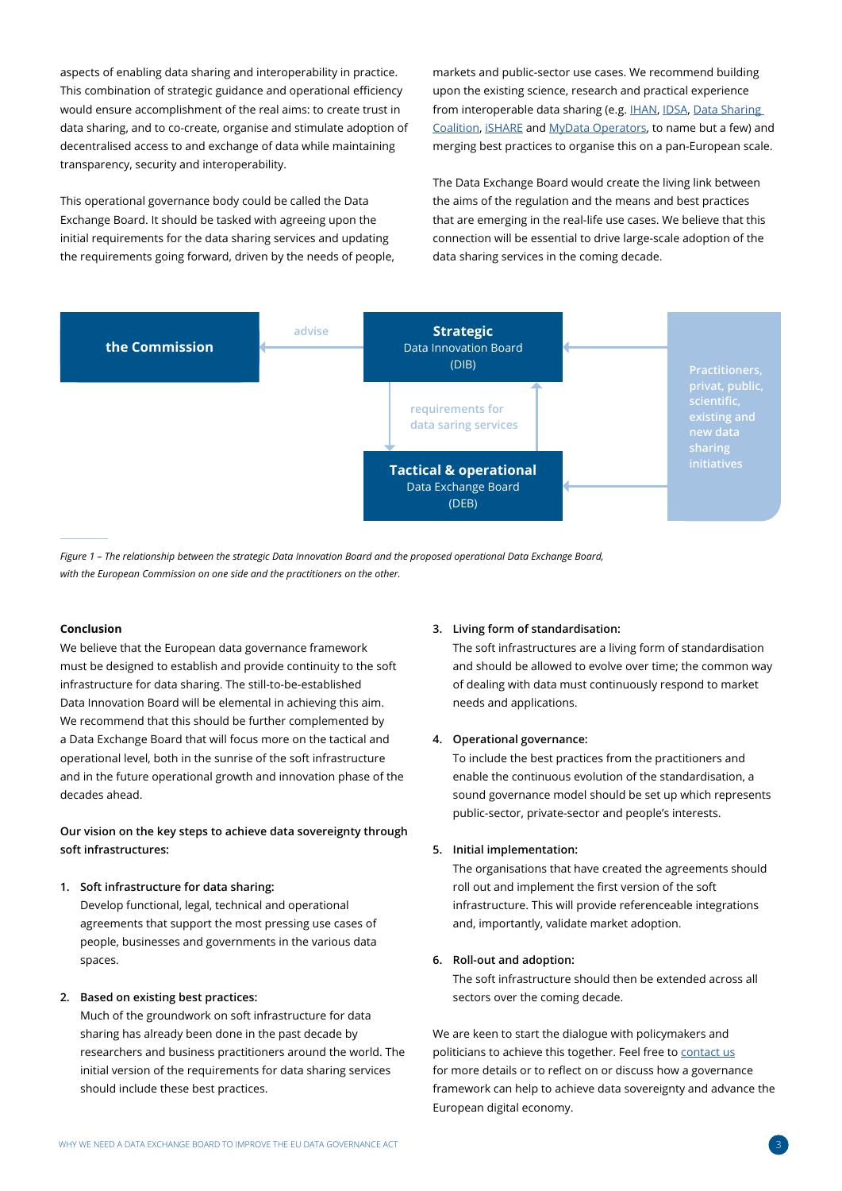aspects of enabling data sharing and interoperability in practice. This combination of strategic guidance and operational efficiency would ensure accomplishment of the real aims: to create trust in data sharing, and to co-create, organise and stimulate adoption of decentralised access to and exchange of data while maintaining transparency, security and interoperability.

This operational governance body could be called the Data Exchange Board. It should be tasked with agreeing upon the initial requirements for the data sharing services and updating the requirements going forward, driven by the needs of people, markets and public-sector use cases. We recommend building upon the existing science, research and practical experience from interoperable data sharing (e.g. IHAN, IDSA, Data Sharing Coalition, iSHARE and MyData Operators, to name but a few) and merging best practices to organise this on a pan-European scale.

The Data Exchange Board would create the living link between the aims of the regulation and the means and best practices that are emerging in the real-life use cases. We believe that this connection will be essential to drive large-scale adoption of the data sharing services in the coming decade.

the Commission

advise

**Strategic**
Data Innovation Board
(DIB)

requirements for data saring services

**Tactical & operational**
Data Exchange Board
(DEB)

Practitioners, privat, public, scientific, existing and new data sharing initiatives

*Figure 1 – The relationship between the strategic Data Innovation Board and the proposed operational Data Exchange Board, with the European Commission on one side and the practitioners on the other.*

**Conclusion**

We believe that the European data governance framework must be designed to establish and provide continuity to the soft infrastructure for data sharing. The still-to-be-established Data Innovation Board will be elemental in achieving this aim. We recommend that this should be further complemented by a Data Exchange Board that will focus more on the tactical and operational level, both in the sunrise of the soft infrastructure and in the future operational growth and innovation phase of the decades ahead.

**Our vision on the key steps to achieve data sovereignty through soft infrastructures:**

1. **Soft infrastructure for data sharing:**
   Develop functional, legal, technical and operational agreements that support the most pressing use cases of people, businesses and governments in the various data spaces.

2. **Based on existing best practices:**
   Much of the groundwork on soft infrastructure for data sharing has already been done in the past decade by researchers and business practitioners around the world. The initial version of the requirements for data sharing services should include these best practices.

3. **Living form of standardisation:**
   The soft infrastructures are a living form of standardisation and should be allowed to evolve over time; the common way of dealing with data must continuously respond to market needs and applications.

4. **Operational governance:**
   To include the best practices from the practitioners and enable the continuous evolution of the standardisation, a sound governance model should be set up which represents public-sector, private-sector and people's interests.

5. **Initial implementation:**
   The organisations that have created the agreements should roll out and implement the first version of the soft infrastructure. This will provide referenceable integrations and, importantly, validate market adoption.

6. **Roll-out and adoption:**
   The soft infrastructure should then be extended across all sectors over the coming decade.

We are keen to start the dialogue with policymakers and politicians to achieve this together. Feel free to contact us for more details or to reflect on or discuss how a governance framework can help to achieve data sovereignty and advance the European digital economy.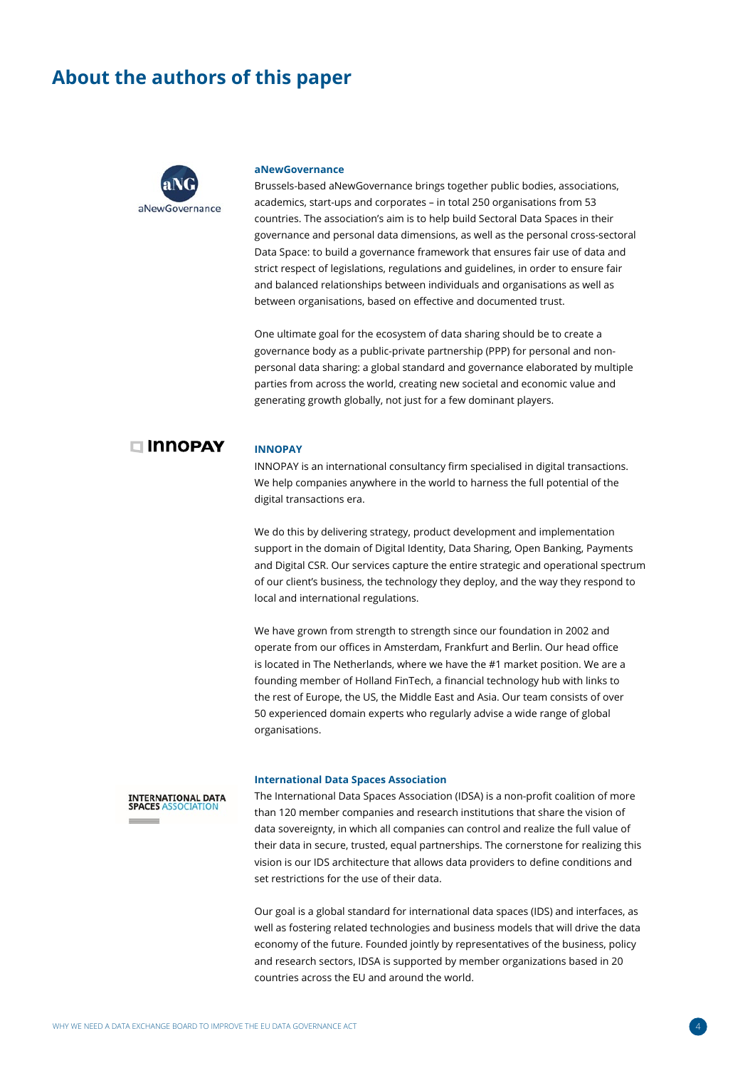# About the authors of this paper

### aNewGovernance

Brussels-based aNewGovernance brings together public bodies, associations, academics, start-ups and corporates – in total 250 organisations from 53 countries. The association's aim is to help build Sectoral Data Spaces in their governance and personal data dimensions, as well as the personal cross-sectoral Data Space: to build a governance framework that ensures fair use of data and strict respect of legislations, regulations and guidelines, in order to ensure fair and balanced relationships between individuals and organisations as well as between organisations, based on effective and documented trust.

One ultimate goal for the ecosystem of data sharing should be to create a governance body as a public-private partnership (PPP) for personal and non-personal data sharing: a global standard and governance elaborated by multiple parties from across the world, creating new societal and economic value and generating growth globally, not just for a few dominant players.

### INNOPAY

INNOPAY is an international consultancy firm specialised in digital transactions. We help companies anywhere in the world to harness the full potential of the digital transactions era.

We do this by delivering strategy, product development and implementation support in the domain of Digital Identity, Data Sharing, Open Banking, Payments and Digital CSR. Our services capture the entire strategic and operational spectrum of our client's business, the technology they deploy, and the way they respond to local and international regulations.

We have grown from strength to strength since our foundation in 2002 and operate from our offices in Amsterdam, Frankfurt and Berlin. Our head office is located in The Netherlands, where we have the #1 market position. We are a founding member of Holland FinTech, a financial technology hub with links to the rest of Europe, the US, the Middle East and Asia. Our team consists of over 50 experienced domain experts who regularly advise a wide range of global organisations.

### International Data Spaces Association

The International Data Spaces Association (IDSA) is a non-profit coalition of more than 120 member companies and research institutions that share the vision of data sovereignty, in which all companies can control and realize the full value of their data in secure, trusted, equal partnerships. The cornerstone for realizing this vision is our IDS architecture that allows data providers to define conditions and set restrictions for the use of their data.

Our goal is a global standard for international data spaces (IDS) and interfaces, as well as fostering related technologies and business models that will drive the data economy of the future. Founded jointly by representatives of the business, policy and research sectors, IDSA is supported by member organizations based in 20 countries across the EU and around the world.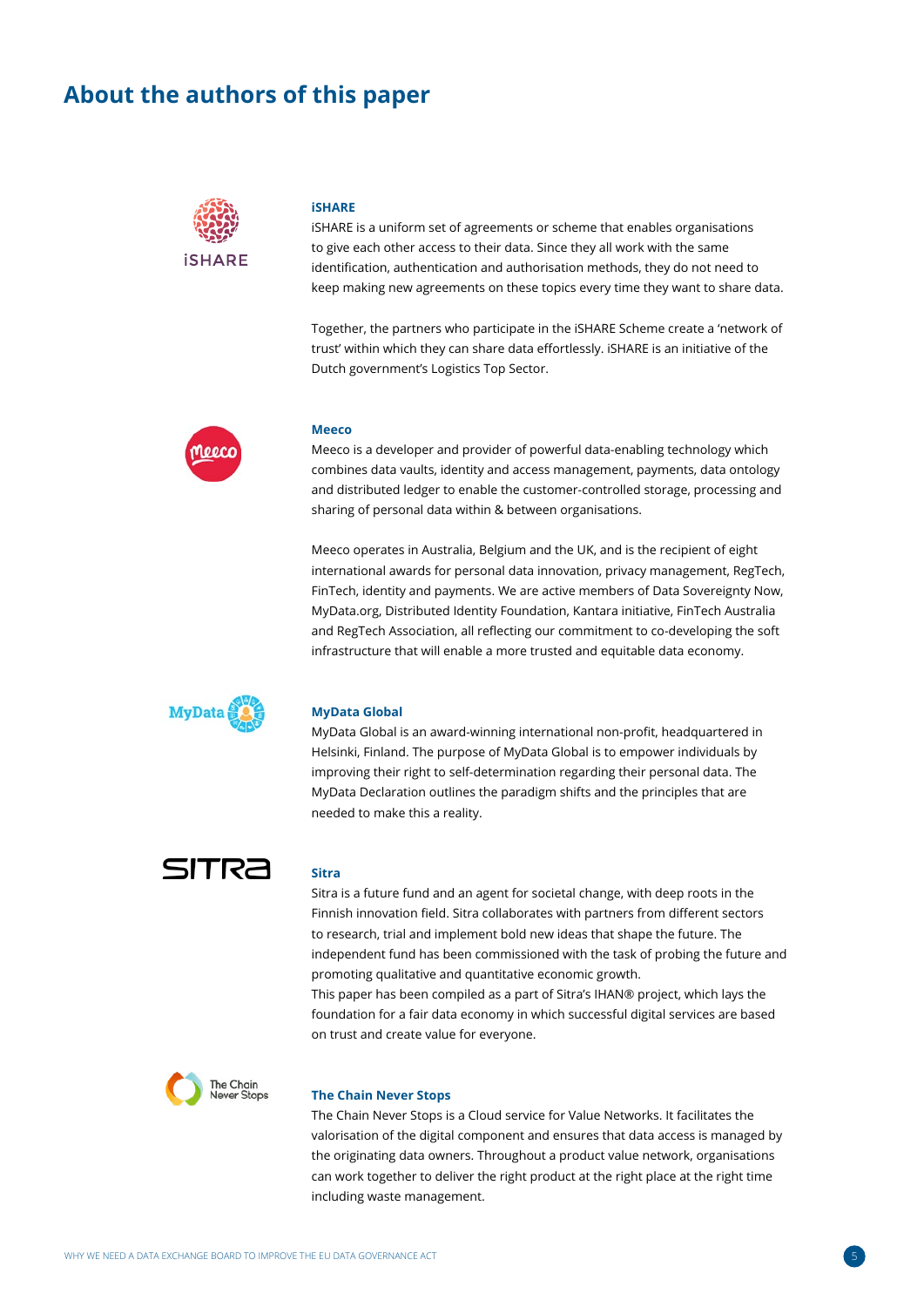# About the authors of this paper

### iSHARE

iSHARE is a uniform set of agreements or scheme that enables organisations to give each other access to their data. Since they all work with the same identification, authentication and authorisation methods, they do not need to keep making new agreements on these topics every time they want to share data.

Together, the partners who participate in the iSHARE Scheme create a 'network of trust' within which they can share data effortlessly. iSHARE is an initiative of the Dutch government's Logistics Top Sector.

### Meeco

Meeco is a developer and provider of powerful data-enabling technology which combines data vaults, identity and access management, payments, data ontology and distributed ledger to enable the customer-controlled storage, processing and sharing of personal data within & between organisations.

Meeco operates in Australia, Belgium and the UK, and is the recipient of eight international awards for personal data innovation, privacy management, RegTech, FinTech, identity and payments. We are active members of Data Sovereignty Now, MyData.org, Distributed Identity Foundation, Kantara initiative, FinTech Australia and RegTech Association, all reflecting our commitment to co-developing the soft infrastructure that will enable a more trusted and equitable data economy.

### MyData Global

MyData Global is an award-winning international non-profit, headquartered in Helsinki, Finland. The purpose of MyData Global is to empower individuals by improving their right to self-determination regarding their personal data. The MyData Declaration outlines the paradigm shifts and the principles that are needed to make this a reality.

### Sitra

Sitra is a future fund and an agent for societal change, with deep roots in the Finnish innovation field. Sitra collaborates with partners from different sectors to research, trial and implement bold new ideas that shape the future. The independent fund has been commissioned with the task of probing the future and promoting qualitative and quantitative economic growth.
This paper has been compiled as a part of Sitra's IHAN® project, which lays the foundation for a fair data economy in which successful digital services are based on trust and create value for everyone.

### The Chain Never Stops

The Chain Never Stops is a Cloud service for Value Networks. It facilitates the valorisation of the digital component and ensures that data access is managed by the originating data owners. Throughout a product value network, organisations can work together to deliver the right product at the right place at the right time including waste management.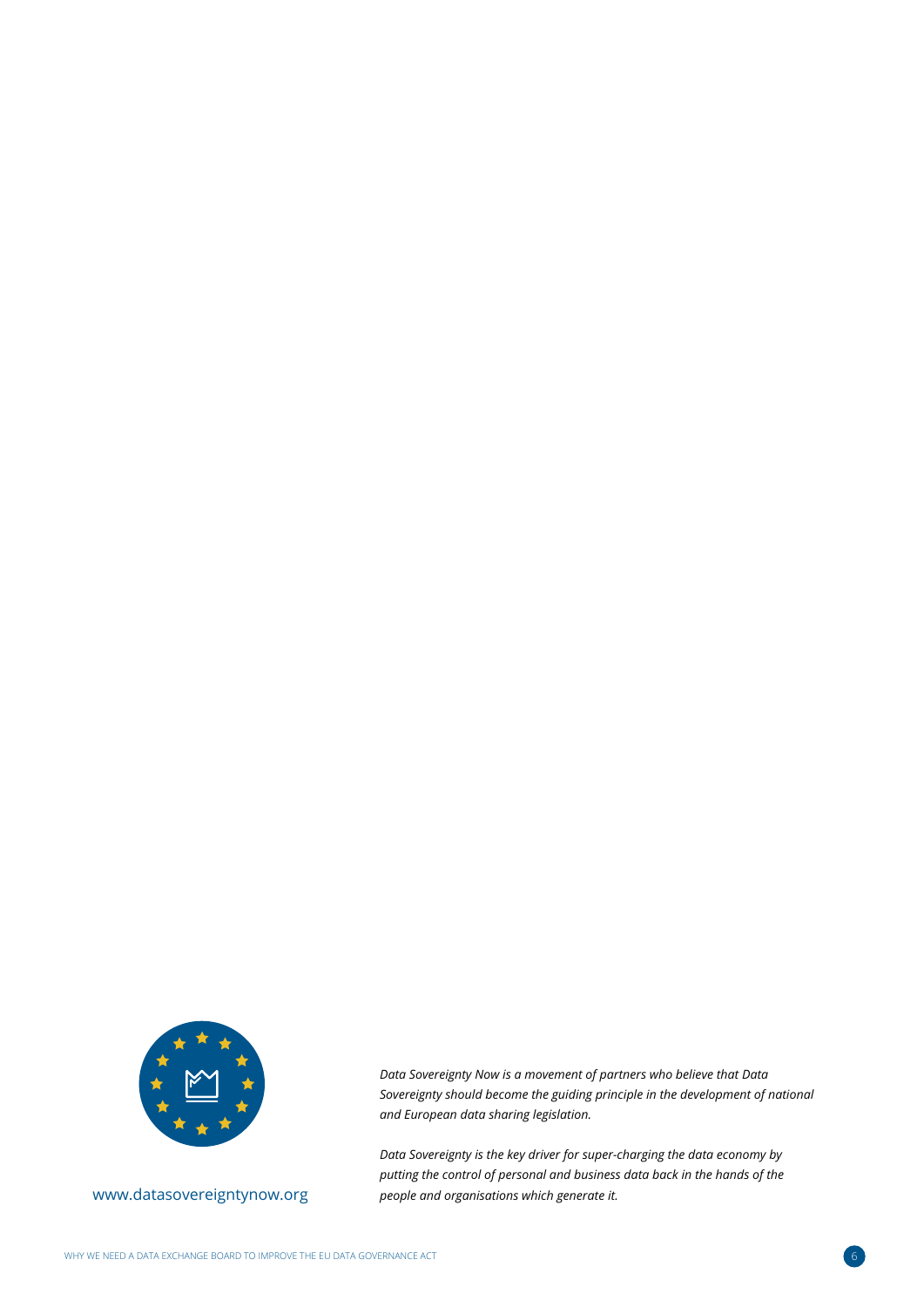www.datasovereigntynow.org

*Data Sovereignty Now is a movement of partners who believe that Data Sovereignty should become the guiding principle in the development of national and European data sharing legislation.*

*Data Sovereignty is the key driver for super-charging the data economy by putting the control of personal and business data back in the hands of the people and organisations which generate it.*